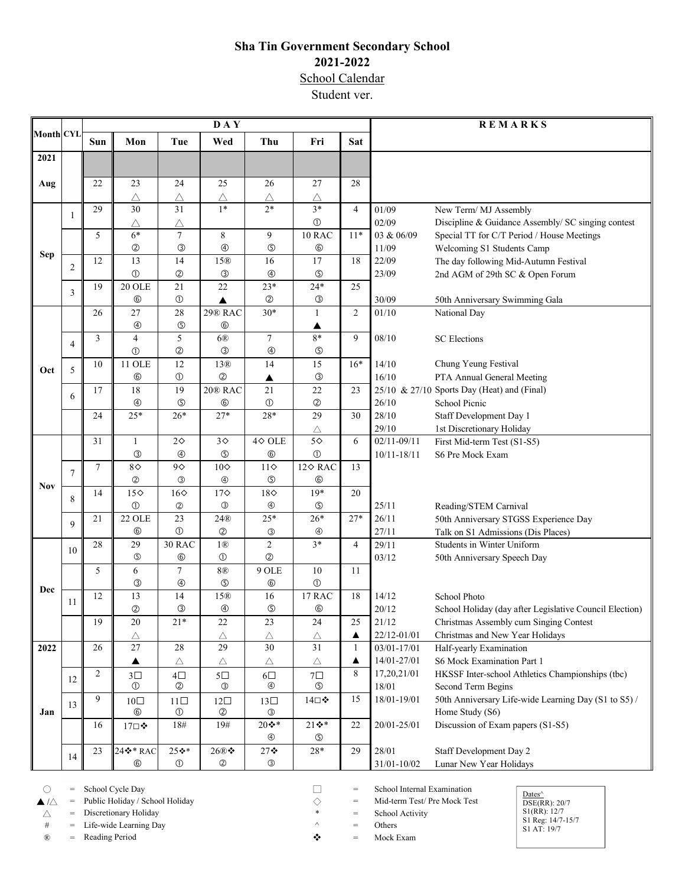# Sha Tin Government Secondary School

## 2021-2022

School Calendar

Student ver.

| Month | CYL | Sun | Mon | Tue | Wed | Thu | Fri | Sat | REMARKS | |
|---|---|---|---|---|---|---|---|---|---|---|
| **2021** | | | | | | | | | | |
| **Aug** | | 22 | 23 △ | 24 △ | 25 △ | 26 △ | 27 △ | 28 | | |
| **Sep** | 1 | 29 | 30 △ | 31 △ | 1* | 2* | 3* ① | 4 | 01/09<br>02/09 | New Term/ MJ Assembly<br>Discipline & Guidance Assembly/ SC singing contest |
| | | 5 | 6* ② | 7 ③ | 8 ④ | 9 ⑤ | 10 RAC ⑥ | 11* | 03 & 06/09<br>11/09 | Special TT for C/T Period / House Meetings<br>Welcoming S1 Students Camp |
| | 2 | 12 | 13 ① | 14 ② | 15® ③ | 16 ④ | 17 ⑤ | 18 | 22/09<br>23/09 | The day following Mid-Autumn Festival<br>2nd AGM of 29th SC & Open Forum |
| | 3 | 19 | 20 OLE ⑥ | 21 ① | 22 ▲ | 23* ② | 24* ③ | 25 | 30/09 | 50th Anniversary Swimming Gala |
| **Oct** | | 26 | 27 ④ | 28 ⑤ | 29® RAC ⑥ | 30* | 1 ▲ | 2 | 01/10 | National Day |
| | 4 | 3 | 4 ① | 5 ② | 6® ③ | 7 ④ | 8* ⑤ | 9 | 08/10 | SC Elections |
| | 5 | 10 | 11 OLE ⑥ | 12 ① | 13® ② | 14 ▲ | 15 ③ | 16* | 14/10<br>16/10 | Chung Yeung Festival<br>PTA Annual General Meeting |
| | 6 | 17 | 18 ④ | 19 ⑤ | 20® RAC ⑥ | 21 ① | 22 ② | 23 | 25/10 & 27/10<br>26/10 | Sports Day (Heat) and (Final)<br>School Picnic |
| | | 24 | 25* | 26* | 27* | 28* | 29 △ | 30 | 28/10<br>29/10 | Staff Development Day 1<br>1st Discretionary Holiday |
| **Nov** | | 31 | 1 ③ | 2◇ ④ | 3◇ ⑤ | 4◇ OLE ⑥ | 5◇ ① | 6 | 02/11-09/11<br>10/11-18/11 | First Mid-term Test (S1-S5)<br>S6 Pre Mock Exam |
| | 7 | 7 | 8◇ ② | 9◇ ③ | 10◇ ④ | 11◇ ⑤ | 12◇ RAC ⑥ | 13 | | |
| | 8 | 14 | 15◇ ① | 16◇ ② | 17◇ ③ | 18◇ ④ | 19* ⑤ | 20 | 25/11 | Reading/STEM Carnival |
| | 9 | 21 | 22 OLE ⑥ | 23 ① | 24® ② | 25* ③ | 26* ④ | 27* | 26/11<br>27/11 | 50th Anniversary STGSS Experience Day<br>Talk on S1 Admissions (Dis Places) |
| **Dec** | 10 | 28 | 29 ⑤ | 30 RAC ⑥ | 1® ① | 2 ② | 3* | 4 | 29/11<br>03/12 | Students in Winter Uniform<br>50th Anniversary Speech Day |
| | | 5 | 6 ③ | 7 ④ | 8® ⑤ | 9 OLE ⑥ | 10 ① | 11 | | |
| | 11 | 12 | 13 ② | 14 ③ | 15® ④ | 16 ⑤ | 17 RAC ⑥ | 18 | 14/12<br>20/12 | School Photo<br>School Holiday (day after Legislative Council Election) |
| | | 19 | 20 △ | 21* | 22 △ | 23 △ | 24 △ | 25 ▲ | 21/12<br>22/12-01/01 | Christmas Assembly cum Singing Contest<br>Christmas and New Year Holidays |
| **2022** | | 26 | 27 ▲ | 28 △ | 29 △ | 30 △ | 31 △ | 1 ▲ | 03/01-17/01<br>14/01-27/01 | Half-yearly Examination<br>S6 Mock Examination Part 1 |
| **Jan** | 12 | 2 | 3□ ① | 4□ ② | 5□ ③ | 6□ ④ | 7□ ⑤ | 8 | 17,20,21/01<br>18/01 | HKSSF Inter-school Athletics Championships (tbc)<br>Second Term Begins |
| | 13 | 9 | 10□ ⑥ | 11□ ① | 12□ ② | 13□ ③ | 14□❖ | 15 | 18/01-19/01 | 50th Anniversary Life-wide Learning Day (S1 to S5) / Home Study (S6) |
| | | 16 | 17□❖ | 18# | 19# | 20❖* ④ | 21❖* ⑤ | 22 | 20/01-25/01 | Discussion of Exam papers (S1-S5) |
| | 14 | 23 | 24❖* RAC ⑥ | 25❖* ① | 26®❖ ② | 27❖ ③ | 28* | 29 | 28/01<br>31/01-10/02 | Staff Development Day 2<br>Lunar New Year Holidays |

○ = School Cycle Day
▲/△ = Public Holiday / School Holiday
△ = Discretionary Holiday
# = Life-wide Learning Day
® = Reading Period
□ = School Internal Examination
◇ = Mid-term Test/ Pre Mock Test
* = School Activity
^ = Others
❖ = Mock Exam

Dates^
DSE(RR): 20/7
S1(RR): 12/7
S1 Reg: 14/7-15/7
S1 AT: 19/7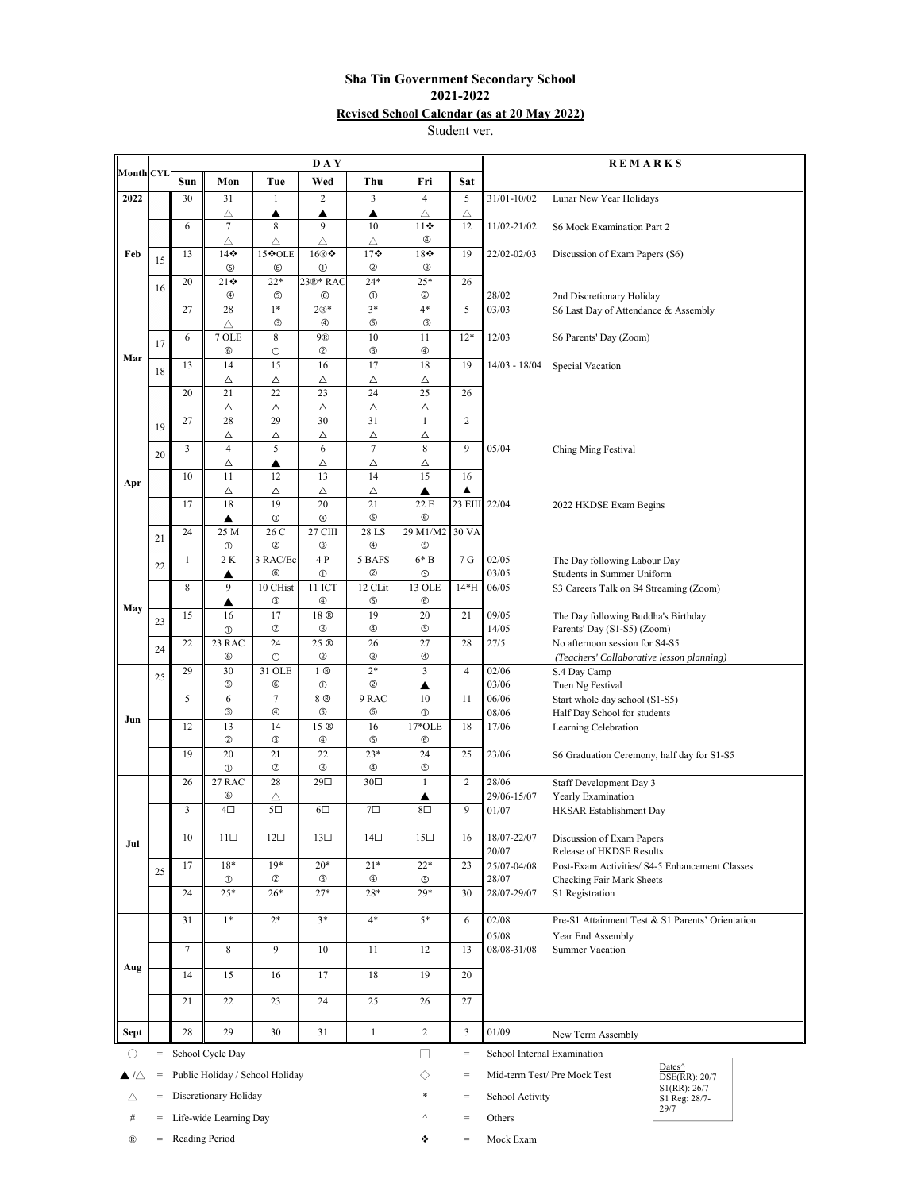**Sha Tin Government Secondary School**
**2021-2022**
**Revised School Calendar (as at 20 May 2022)**
Student ver.

| Month | CYL | Sun | Mon | Tue | Wed | Thu | Fri | Sat | REMARKS | |
|---|---|---|---|---|---|---|---|---|---|---|
| 2022 | | 30 | 31 △ | 1 ▲ | 2 ▲ | 3 ▲ | 4 △ | 5 △ | 31/01-10/02 | Lunar New Year Holidays |
| | | 6 | 7 △ | 8 △ | 9 △ | 10 △ | 11❖ ④ | 12 | 11/02-21/02 | S6 Mock Examination Part 2 |
| Feb | 15 | 13 | 14❖ ⑤ | 15❖OLE ⑥ | 16®❖ ① | 17❖ ② | 18❖ ③ | 19 | 22/02-02/03 | Discussion of Exam Papers (S6) |
| | 16 | 20 | 21❖ ④ | 22* ⑤ | 23®* RAC ⑥ | 24* ① | 25* ② | 26 | 28/02 | 2nd Discretionary Holiday |
| | | 27 | 28 △ | 1* ③ | 2®* ④ | 3* ⑤ | 4* ③ | 5 | 03/03 | S6 Last Day of Attendance & Assembly |
| Mar | 17 | 6 | 7 OLE ⑥ | 8 ① | 9® ② | 10 ③ | 11 ④ | 12* | 12/03 | S6 Parents' Day (Zoom) |
| | 18 | 13 | 14 △ | 15 △ | 16 △ | 17 △ | 18 △ | 19 | 14/03 - 18/04 | Special Vacation |
| | | 20 | 21 △ | 22 △ | 23 △ | 24 △ | 25 △ | 26 | | |
| | 19 | 27 | 28 △ | 29 △ | 30 △ | 31 △ | 1 △ | 2 | | |
| | 20 | 3 | 4 △ | 5 ▲ | 6 △ | 7 △ | 8 △ | 9 | 05/04 | Ching Ming Festival |
| Apr | | 10 | 11 △ | 12 △ | 13 △ | 14 △ | 15 ▲ | 16 ▲ | | |
| | | 17 | 18 ▲ | 19 ③ | 20 ④ | 21 ⑤ | 22 E ⑥ | 23 EIII | 22/04 | 2022 HKDSE Exam Begins |
| | 21 | 24 | 25 M ① | 26 C ② | 27 CIII ③ | 28 LS ④ | 29 M1/M2 ⑤ | 30 VA | | |
| | 22 | 1 | 2 K ▲ | 3 RAC/Ec ⑥ | 4 P ① | 5 BAFS ② | 6* B ⑤ | 7 G | 02/05<br>03/05 | The Day following Labour Day<br>Students in Summer Uniform |
| May | | 8 | 9 ▲ | 10 CHist ③ | 11 ICT ④ | 12 CLit ⑤ | 13 OLE ⑥ | 14*H | 06/05 | S3 Careers Talk on S4 Streaming (Zoom) |
| | 23 | 15 | 16 ① | 17 ② | 18 ® ③ | 19 ④ | 20 ⑤ | 21 | 09/05<br>14/05 | The Day following Buddha's Birthday<br>Parents' Day (S1-S5) (Zoom) |
| | 24 | 22 | 23 RAC ⑥ | 24 ① | 25 ® ② | 26 ③ | 27 ④ | 28 | 27/5 | No afternoon session for S4-S5<br>*(Teachers' Collaborative lesson planning)* |
| | 25 | 29 | 30 ⑤ | 31 OLE ⑥ | 1 ® ① | 2* ② | 3 ▲ | 4 | 02/06<br>03/06 | S.4 Day Camp<br>Tuen Ng Festival |
| Jun | | 5 | 6 ③ | 7 ④ | 8 ® ⑤ | 9 RAC ⑥ | 10 ① | 11 | 06/06<br>08/06 | Start whole day school (S1-S5)<br>Half Day School for students |
| | | 12 | 13 ② | 14 ③ | 15 ® ④ | 16 ⑤ | 17*OLE ⑥ | 18 | 17/06 | Learning Celebration |
| | | 19 | 20 ① | 21 ② | 22 ③ | 23* ④ | 24 ⑤ | 25 | 23/06 | S6 Graduation Ceremony, half day for S1-S5 |
| | | 26 | 27 RAC ⑥ | 28 △ | 29□ | 30□ | 1 ▲ | 2 | 28/06<br>29/06-15/07 | Staff Development Day 3<br>Yearly Examination |
| | | 3 | 4□ | 5□ | 6□ | 7□ | 8□ | 9 | 01/07 | HKSAR Establishment Day |
| Jul | | 10 | 11□ | 12□ | 13□ | 14□ | 15□ | 16 | 18/07-22/07<br>20/07 | Discussion of Exam Papers<br>Release of HKDSE Results |
| | 25 | 17 | 18* ① | 19* ② | 20* ③ | 21* ④ | 22* ⑤ | 23 | 25/07-04/08<br>28/07 | Post-Exam Activities/ S4-5 Enhancement Classes<br>Checking Fair Mark Sheets |
| | | 24 | 25* | 26* | 27* | 28* | 29* | 30 | 28/07-29/07 | S1 Registration |
| | | 31 | 1* | 2* | 3* | 4* | 5* | 6 | 02/08<br>05/08 | Pre-S1 Attainment Test & S1 Parents' Orientation<br>Year End Assembly |
| Aug | | 7 | 8 | 9 | 10 | 11 | 12 | 13 | 08/08-31/08 | Summer Vacation |
| | | 14 | 15 | 16 | 17 | 18 | 19 | 20 | | |
| | | 21 | 22 | 23 | 24 | 25 | 26 | 27 | | |
| Sept | | 28 | 29 | 30 | 31 | 1 | 2 | 3 | 01/09 | New Term Assembly |

○ = School Cycle Day
▲/△ = Public Holiday / School Holiday
△ = Discretionary Holiday
# = Life-wide Learning Day
® = Reading Period
□ = School Internal Examination
◇ = Mid-term Test/ Pre Mock Test
* = School Activity
^ = Others
❖ = Mock Exam

Dates^
DSE(RR): 20/7
S1(RR): 26/7
S1 Reg: 28/7-29/7